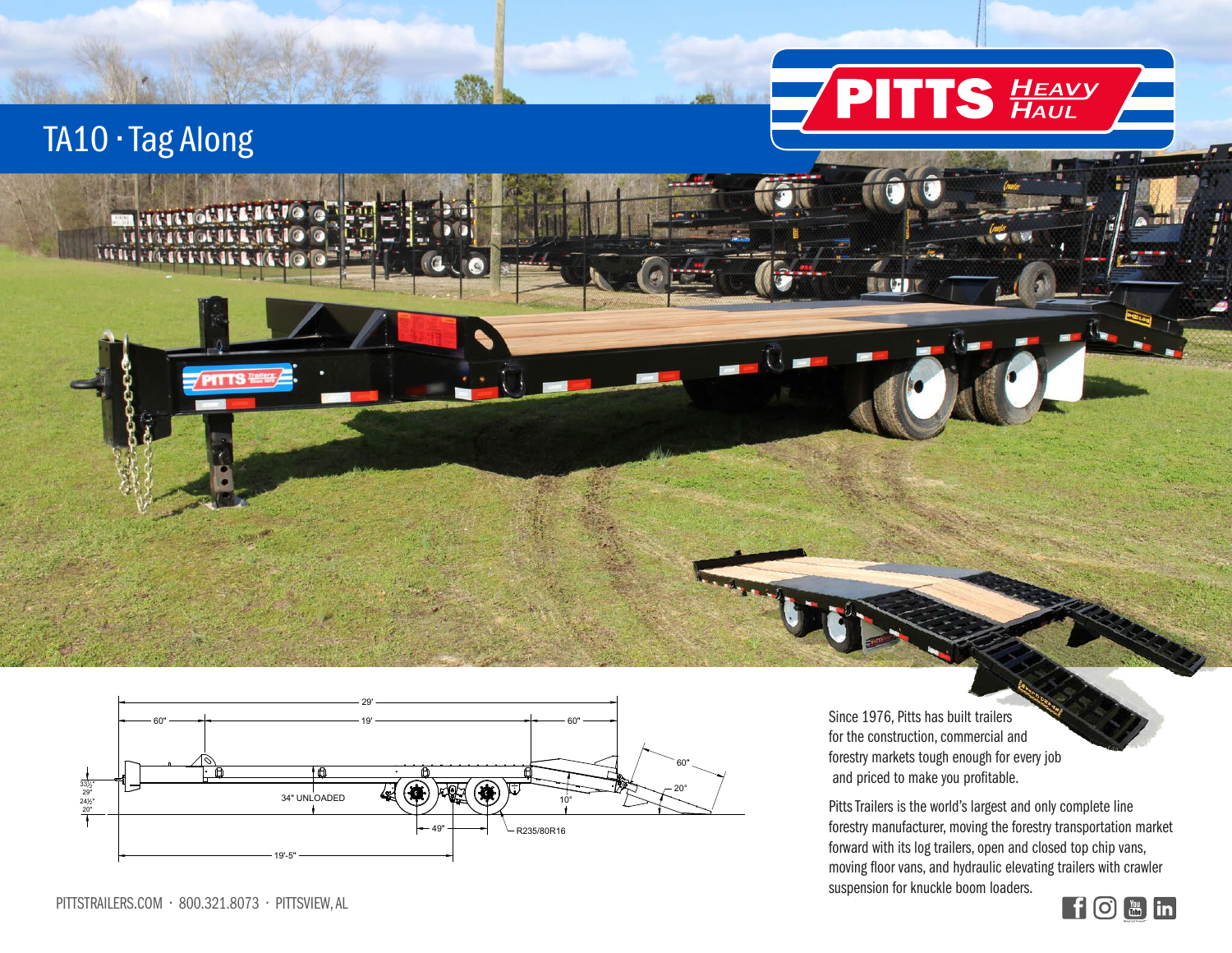# TA10 · Tag Along

PITTS HEAVY HAUL

Since 1976, Pitts has built trailers for the construction, commercial and forestry markets tough enough for every job and priced to make you profitable.

Pitts Trailers is the world's largest and only complete line forestry manufacturer, moving the forestry transportation market forward with its log trailers, open and closed top chip vans, moving floor vans, and hydraulic elevating trailers with crawler suspension for knuckle boom loaders.

29' · 60" · 19' · 60" · 60" · 20° · 10° · 33½" · 29" · 24½" · 20" · 34" UNLOADED · 49" · R235/80R16 · 19'-5"

PITTSTRAILERS.COM · 800.321.8073 · PITTSVIEW, AL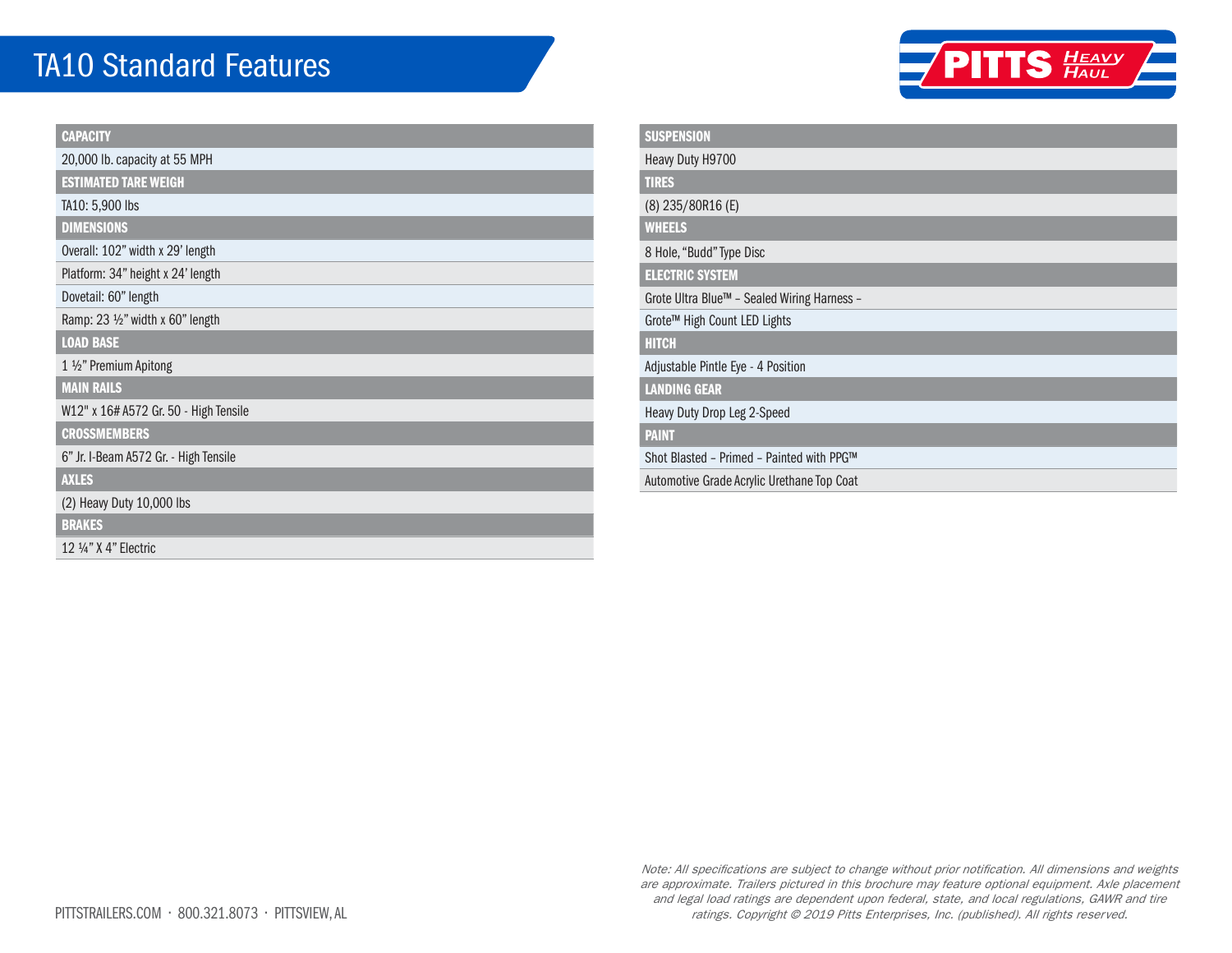# TA10 Standard Features

| | |
|---|---|
| **CAPACITY** | |
| 20,000 lb. capacity at 55 MPH | |
| **ESTIMATED TARE WEIGH** | |
| TA10: 5,900 lbs | |
| **DIMENSIONS** | |
| Overall: 102" width x 29' length | |
| Platform: 34" height x 24' length | |
| Dovetail: 60" length | |
| Ramp: 23 ½" width x 60" length | |
| **LOAD BASE** | |
| 1 ½" Premium Apitong | |
| **MAIN RAILS** | |
| W12" x 16# A572 Gr. 50 - High Tensile | |
| **CROSSMEMBERS** | |
| 6" Jr. I-Beam A572 Gr. - High Tensile | |
| **AXLES** | |
| (2) Heavy Duty 10,000 lbs | |
| **BRAKES** | |
| 12 ¼" X 4" Electric | |

| | |
|---|---|
| **SUSPENSION** | |
| Heavy Duty H9700 | |
| **TIRES** | |
| (8) 235/80R16 (E) | |
| **WHEELS** | |
| 8 Hole, "Budd" Type Disc | |
| **ELECTRIC SYSTEM** | |
| Grote Ultra Blue™ – Sealed Wiring Harness – | |
| Grote™ High Count LED Lights | |
| **HITCH** | |
| Adjustable Pintle Eye - 4 Position | |
| **LANDING GEAR** | |
| Heavy Duty Drop Leg 2-Speed | |
| **PAINT** | |
| Shot Blasted – Primed – Painted with PPG™ | |
| Automotive Grade Acrylic Urethane Top Coat | |

PITTSTRAILERS.COM · 800.321.8073 · PITTSVIEW, AL

*Note: All specifications are subject to change without prior notification. All dimensions and weights are approximate. Trailers pictured in this brochure may feature optional equipment. Axle placement and legal load ratings are dependent upon federal, state, and local regulations, GAWR and tire ratings. Copyright © 2019 Pitts Enterprises, Inc. (published). All rights reserved.*